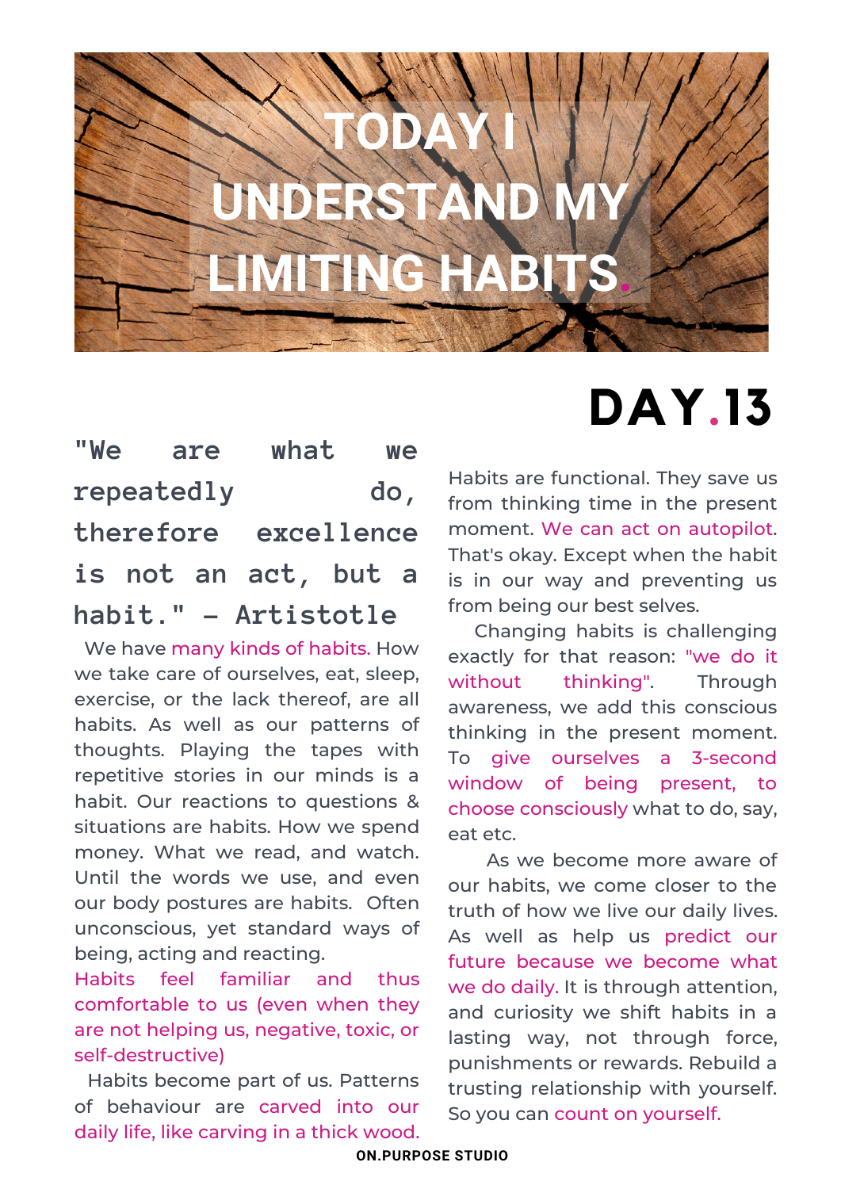# TODAY I UNDERSTAND MY LIMITING HABITS.

## DAY.13

**"We are what we repeatedly do, therefore excellence is not an act, but a habit." - Artistotle**

We have many kinds of habits. How we take care of ourselves, eat, sleep, exercise, or the lack thereof, are all habits. As well as our patterns of thoughts. Playing the tapes with repetitive stories in our minds is a habit. Our reactions to questions & situations are habits. How we spend money. What we read, and watch. Until the words we use, and even our body postures are habits. Often unconscious, yet standard ways of being, acting and reacting.

Habits feel familiar and thus comfortable to us (even when they are not helping us, negative, toxic, or self-destructive)

Habits become part of us. Patterns of behaviour are carved into our daily life, like carving in a thick wood.

Habits are functional. They save us from thinking time in the present moment. We can act on autopilot. That's okay. Except when the habit is in our way and preventing us from being our best selves.

Changing habits is challenging exactly for that reason: "we do it without thinking". Through awareness, we add this conscious thinking in the present moment. To give ourselves a 3-second window of being present, to choose consciously what to do, say, eat etc.

As we become more aware of our habits, we come closer to the truth of how we live our daily lives. As well as help us predict our future because we become what we do daily. It is through attention, and curiosity we shift habits in a lasting way, not through force, punishments or rewards. Rebuild a trusting relationship with yourself. So you can count on yourself.

ON.PURPOSE STUDIO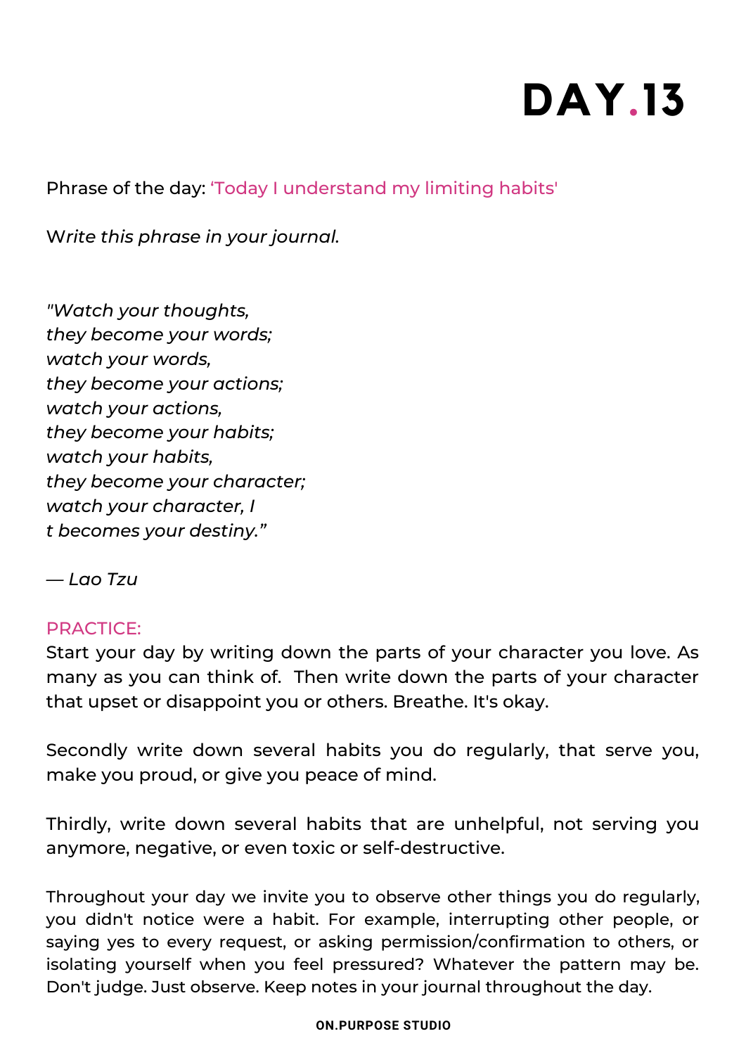# DAY.13

Phrase of the day: 'Today I understand my limiting habits'

*Write this phrase in your journal.*

*"Watch your thoughts,*
*they become your words;*
*watch your words,*
*they become your actions;*
*watch your actions,*
*they become your habits;*
*watch your habits,*
*they become your character;*
*watch your character, I*
*t becomes your destiny."*

*— Lao Tzu*

PRACTICE:

Start your day by writing down the parts of your character you love. As many as you can think of. Then write down the parts of your character that upset or disappoint you or others. Breathe. It's okay.

Secondly write down several habits you do regularly, that serve you, make you proud, or give you peace of mind.

Thirdly, write down several habits that are unhelpful, not serving you anymore, negative, or even toxic or self-destructive.

Throughout your day we invite you to observe other things you do regularly, you didn't notice were a habit. For example, interrupting other people, or saying yes to every request, or asking permission/confirmation to others, or isolating yourself when you feel pressured? Whatever the pattern may be. Don't judge. Just observe. Keep notes in your journal throughout the day.